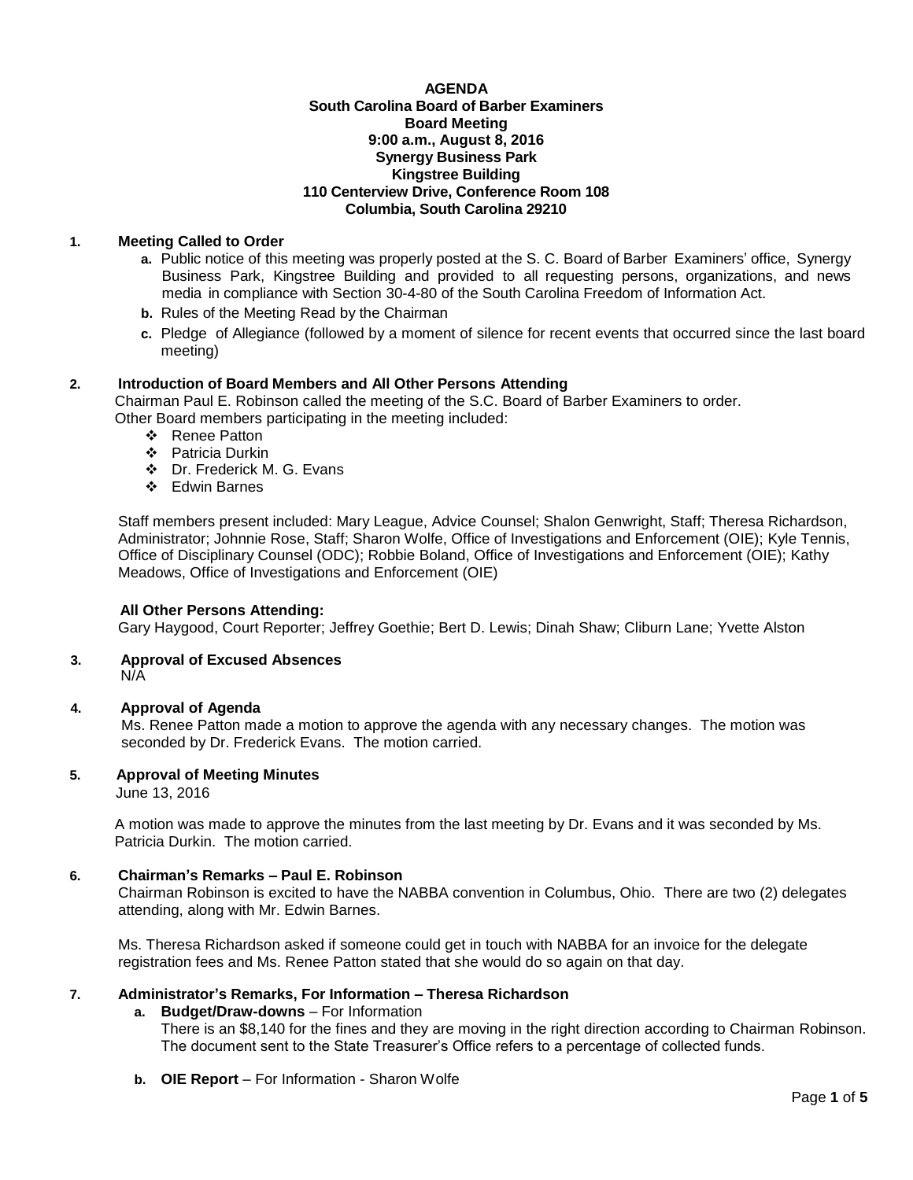**AGENDA**
**South Carolina Board of Barber Examiners**
**Board Meeting**
**9:00 a.m., August 8, 2016**
**Synergy Business Park**
**Kingstree Building**
**110 Centerview Drive, Conference Room 108**
**Columbia, South Carolina 29210**

**1. Meeting Called to Order**

- **a.** Public notice of this meeting was properly posted at the S. C. Board of Barber Examiners' office, Synergy Business Park, Kingstree Building and provided to all requesting persons, organizations, and news media in compliance with Section 30-4-80 of the South Carolina Freedom of Information Act.
- **b.** Rules of the Meeting Read by the Chairman
- **c.** Pledge of Allegiance (followed by a moment of silence for recent events that occurred since the last board meeting)

**2. Introduction of Board Members and All Other Persons Attending**

Chairman Paul E. Robinson called the meeting of the S.C. Board of Barber Examiners to order.
Other Board members participating in the meeting included:

- Renee Patton
- Patricia Durkin
- Dr. Frederick M. G. Evans
- Edwin Barnes

Staff members present included: Mary League, Advice Counsel; Shalon Genwright, Staff; Theresa Richardson, Administrator; Johnnie Rose, Staff; Sharon Wolfe, Office of Investigations and Enforcement (OIE); Kyle Tennis, Office of Disciplinary Counsel (ODC); Robbie Boland, Office of Investigations and Enforcement (OIE); Kathy Meadows, Office of Investigations and Enforcement (OIE)

**All Other Persons Attending:**
Gary Haygood, Court Reporter; Jeffrey Goethie; Bert D. Lewis; Dinah Shaw; Cliburn Lane; Yvette Alston

**3. Approval of Excused Absences**

N/A

**4. Approval of Agenda**

Ms. Renee Patton made a motion to approve the agenda with any necessary changes. The motion was seconded by Dr. Frederick Evans. The motion carried.

**5. Approval of Meeting Minutes**

June 13, 2016

A motion was made to approve the minutes from the last meeting by Dr. Evans and it was seconded by Ms. Patricia Durkin. The motion carried.

**6. Chairman's Remarks – Paul E. Robinson**

Chairman Robinson is excited to have the NABBA convention in Columbus, Ohio. There are two (2) delegates attending, along with Mr. Edwin Barnes.

Ms. Theresa Richardson asked if someone could get in touch with NABBA for an invoice for the delegate registration fees and Ms. Renee Patton stated that she would do so again on that day.

**7. Administrator's Remarks, For Information – Theresa Richardson**

- **a. Budget/Draw-downs** – For Information
  There is an $8,140 for the fines and they are moving in the right direction according to Chairman Robinson. The document sent to the State Treasurer's Office refers to a percentage of collected funds.
- **b. OIE Report** – For Information - Sharon Wolfe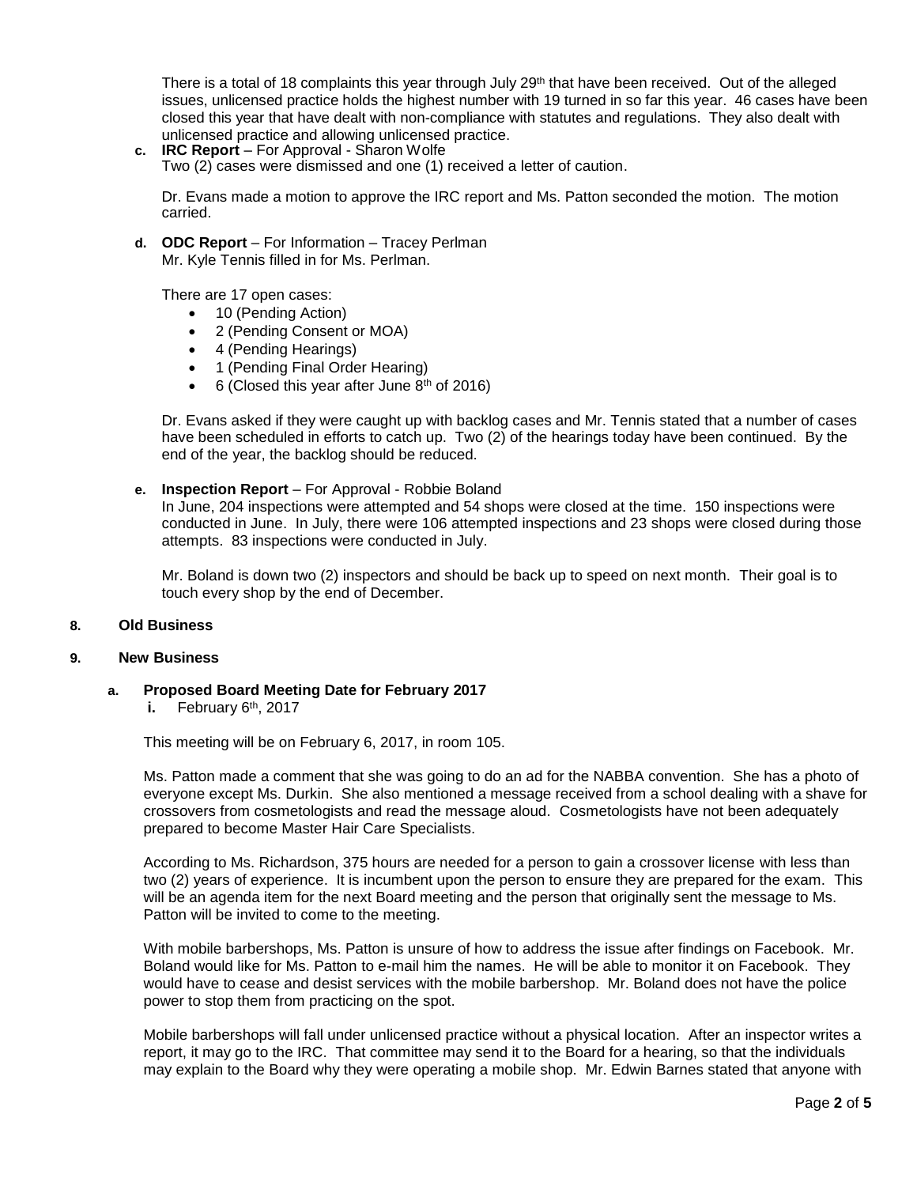There is a total of 18 complaints this year through July 29th that have been received. Out of the alleged issues, unlicensed practice holds the highest number with 19 turned in so far this year. 46 cases have been closed this year that have dealt with non-compliance with statutes and regulations. They also dealt with unlicensed practice and allowing unlicensed practice.

**c. IRC Report** – For Approval - Sharon Wolfe

Two (2) cases were dismissed and one (1) received a letter of caution.

Dr. Evans made a motion to approve the IRC report and Ms. Patton seconded the motion. The motion carried.

**d. ODC Report** – For Information – Tracey Perlman

Mr. Kyle Tennis filled in for Ms. Perlman.

There are 17 open cases:

- 10 (Pending Action)
- 2 (Pending Consent or MOA)
- 4 (Pending Hearings)
- 1 (Pending Final Order Hearing)
- 6 (Closed this year after June 8th of 2016)

Dr. Evans asked if they were caught up with backlog cases and Mr. Tennis stated that a number of cases have been scheduled in efforts to catch up. Two (2) of the hearings today have been continued. By the end of the year, the backlog should be reduced.

**e. Inspection Report** – For Approval - Robbie Boland

In June, 204 inspections were attempted and 54 shops were closed at the time. 150 inspections were conducted in June. In July, there were 106 attempted inspections and 23 shops were closed during those attempts. 83 inspections were conducted in July.

Mr. Boland is down two (2) inspectors and should be back up to speed on next month. Their goal is to touch every shop by the end of December.

## 8. Old Business

## 9. New Business

### a. Proposed Board Meeting Date for February 2017

**i.** February 6th, 2017

This meeting will be on February 6, 2017, in room 105.

Ms. Patton made a comment that she was going to do an ad for the NABBA convention. She has a photo of everyone except Ms. Durkin. She also mentioned a message received from a school dealing with a shave for crossovers from cosmetologists and read the message aloud. Cosmetologists have not been adequately prepared to become Master Hair Care Specialists.

According to Ms. Richardson, 375 hours are needed for a person to gain a crossover license with less than two (2) years of experience. It is incumbent upon the person to ensure they are prepared for the exam. This will be an agenda item for the next Board meeting and the person that originally sent the message to Ms. Patton will be invited to come to the meeting.

With mobile barbershops, Ms. Patton is unsure of how to address the issue after findings on Facebook. Mr. Boland would like for Ms. Patton to e-mail him the names. He will be able to monitor it on Facebook. They would have to cease and desist services with the mobile barbershop. Mr. Boland does not have the police power to stop them from practicing on the spot.

Mobile barbershops will fall under unlicensed practice without a physical location. After an inspector writes a report, it may go to the IRC. That committee may send it to the Board for a hearing, so that the individuals may explain to the Board why they were operating a mobile shop. Mr. Edwin Barnes stated that anyone with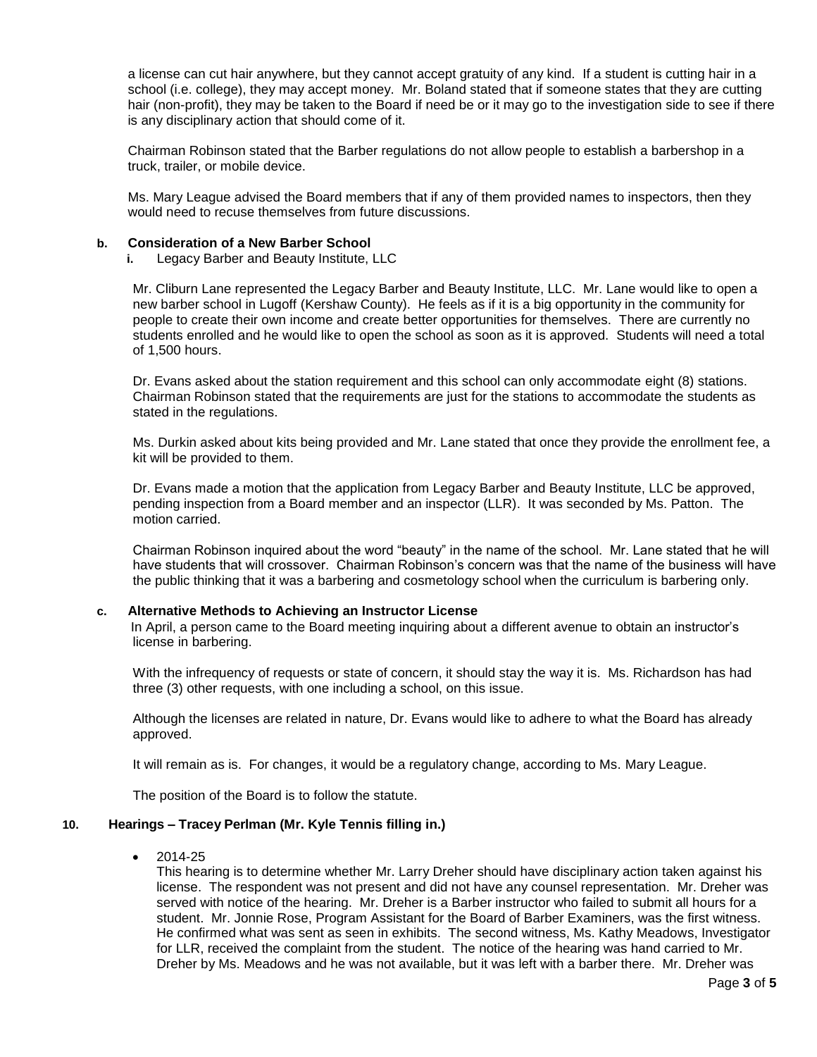a license can cut hair anywhere, but they cannot accept gratuity of any kind. If a student is cutting hair in a school (i.e. college), they may accept money. Mr. Boland stated that if someone states that they are cutting hair (non-profit), they may be taken to the Board if need be or it may go to the investigation side to see if there is any disciplinary action that should come of it.

Chairman Robinson stated that the Barber regulations do not allow people to establish a barbershop in a truck, trailer, or mobile device.

Ms. Mary League advised the Board members that if any of them provided names to inspectors, then they would need to recuse themselves from future discussions.

**b. Consideration of a New Barber School**

i. Legacy Barber and Beauty Institute, LLC

Mr. Cliburn Lane represented the Legacy Barber and Beauty Institute, LLC. Mr. Lane would like to open a new barber school in Lugoff (Kershaw County). He feels as if it is a big opportunity in the community for people to create their own income and create better opportunities for themselves. There are currently no students enrolled and he would like to open the school as soon as it is approved. Students will need a total of 1,500 hours.

Dr. Evans asked about the station requirement and this school can only accommodate eight (8) stations. Chairman Robinson stated that the requirements are just for the stations to accommodate the students as stated in the regulations.

Ms. Durkin asked about kits being provided and Mr. Lane stated that once they provide the enrollment fee, a kit will be provided to them.

Dr. Evans made a motion that the application from Legacy Barber and Beauty Institute, LLC be approved, pending inspection from a Board member and an inspector (LLR). It was seconded by Ms. Patton. The motion carried.

Chairman Robinson inquired about the word "beauty" in the name of the school. Mr. Lane stated that he will have students that will crossover. Chairman Robinson's concern was that the name of the business will have the public thinking that it was a barbering and cosmetology school when the curriculum is barbering only.

**c. Alternative Methods to Achieving an Instructor License**

In April, a person came to the Board meeting inquiring about a different avenue to obtain an instructor's license in barbering.

With the infrequency of requests or state of concern, it should stay the way it is. Ms. Richardson has had three (3) other requests, with one including a school, on this issue.

Although the licenses are related in nature, Dr. Evans would like to adhere to what the Board has already approved.

It will remain as is. For changes, it would be a regulatory change, according to Ms. Mary League.

The position of the Board is to follow the statute.

**10. Hearings – Tracey Perlman (Mr. Kyle Tennis filling in.)**

- 2014-25

  This hearing is to determine whether Mr. Larry Dreher should have disciplinary action taken against his license. The respondent was not present and did not have any counsel representation. Mr. Dreher was served with notice of the hearing. Mr. Dreher is a Barber instructor who failed to submit all hours for a student. Mr. Jonnie Rose, Program Assistant for the Board of Barber Examiners, was the first witness. He confirmed what was sent as seen in exhibits. The second witness, Ms. Kathy Meadows, Investigator for LLR, received the complaint from the student. The notice of the hearing was hand carried to Mr. Dreher by Ms. Meadows and he was not available, but it was left with a barber there. Mr. Dreher was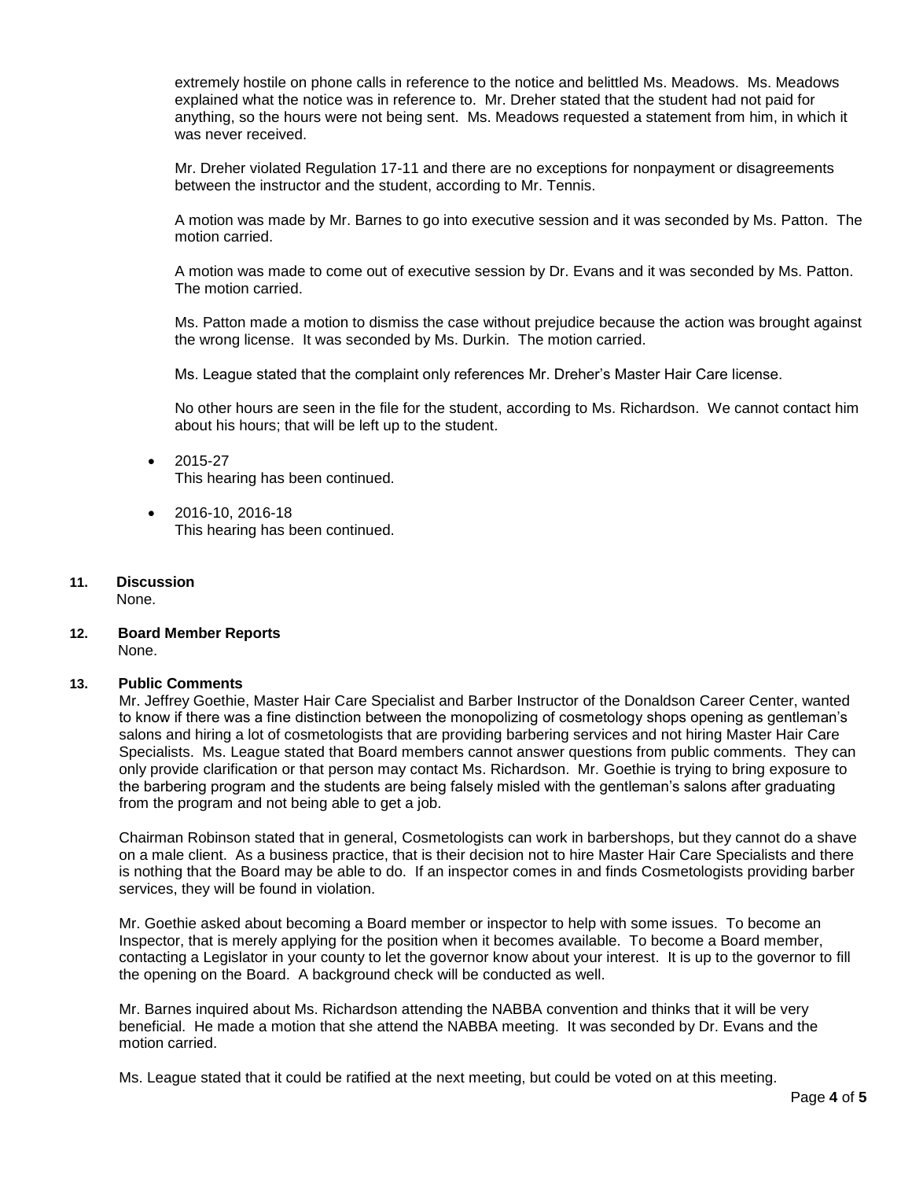extremely hostile on phone calls in reference to the notice and belittled Ms. Meadows. Ms. Meadows explained what the notice was in reference to. Mr. Dreher stated that the student had not paid for anything, so the hours were not being sent. Ms. Meadows requested a statement from him, in which it was never received.

Mr. Dreher violated Regulation 17-11 and there are no exceptions for nonpayment or disagreements between the instructor and the student, according to Mr. Tennis.

A motion was made by Mr. Barnes to go into executive session and it was seconded by Ms. Patton. The motion carried.

A motion was made to come out of executive session by Dr. Evans and it was seconded by Ms. Patton. The motion carried.

Ms. Patton made a motion to dismiss the case without prejudice because the action was brought against the wrong license. It was seconded by Ms. Durkin. The motion carried.

Ms. League stated that the complaint only references Mr. Dreher's Master Hair Care license.

No other hours are seen in the file for the student, according to Ms. Richardson. We cannot contact him about his hours; that will be left up to the student.

- 2015-27
  This hearing has been continued.

- 2016-10, 2016-18
  This hearing has been continued.

**11. Discussion**
None.

**12. Board Member Reports**
None.

**13. Public Comments**
Mr. Jeffrey Goethie, Master Hair Care Specialist and Barber Instructor of the Donaldson Career Center, wanted to know if there was a fine distinction between the monopolizing of cosmetology shops opening as gentleman's salons and hiring a lot of cosmetologists that are providing barbering services and not hiring Master Hair Care Specialists. Ms. League stated that Board members cannot answer questions from public comments. They can only provide clarification or that person may contact Ms. Richardson. Mr. Goethie is trying to bring exposure to the barbering program and the students are being falsely misled with the gentleman's salons after graduating from the program and not being able to get a job.

Chairman Robinson stated that in general, Cosmetologists can work in barbershops, but they cannot do a shave on a male client. As a business practice, that is their decision not to hire Master Hair Care Specialists and there is nothing that the Board may be able to do. If an inspector comes in and finds Cosmetologists providing barber services, they will be found in violation.

Mr. Goethie asked about becoming a Board member or inspector to help with some issues. To become an Inspector, that is merely applying for the position when it becomes available. To become a Board member, contacting a Legislator in your county to let the governor know about your interest. It is up to the governor to fill the opening on the Board. A background check will be conducted as well.

Mr. Barnes inquired about Ms. Richardson attending the NABBA convention and thinks that it will be very beneficial. He made a motion that she attend the NABBA meeting. It was seconded by Dr. Evans and the motion carried.

Ms. League stated that it could be ratified at the next meeting, but could be voted on at this meeting.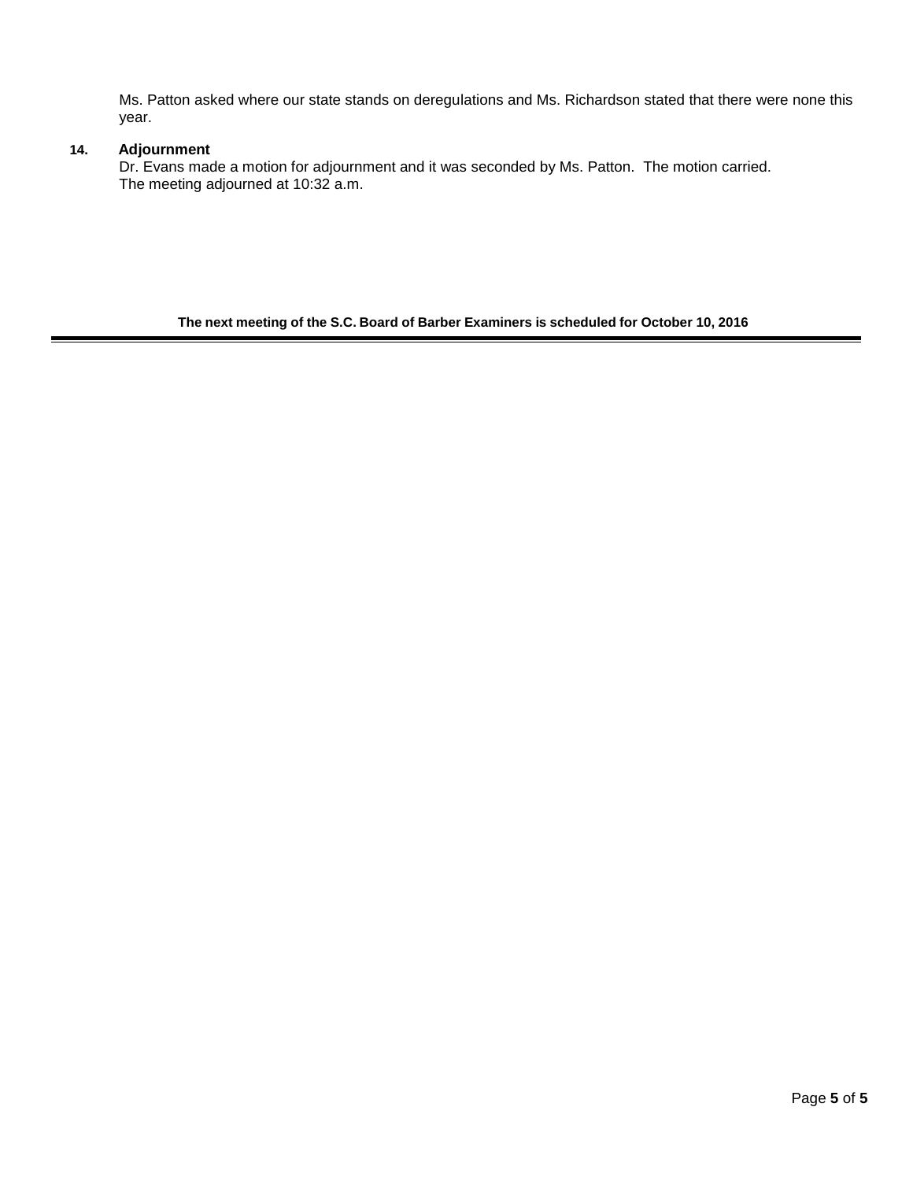Ms. Patton asked where our state stands on deregulations and Ms. Richardson stated that there were none this year.

**14. Adjournment**

Dr. Evans made a motion for adjournment and it was seconded by Ms. Patton. The motion carried.
The meeting adjourned at 10:32 a.m.

**The next meeting of the S.C. Board of Barber Examiners is scheduled for October 10, 2016**